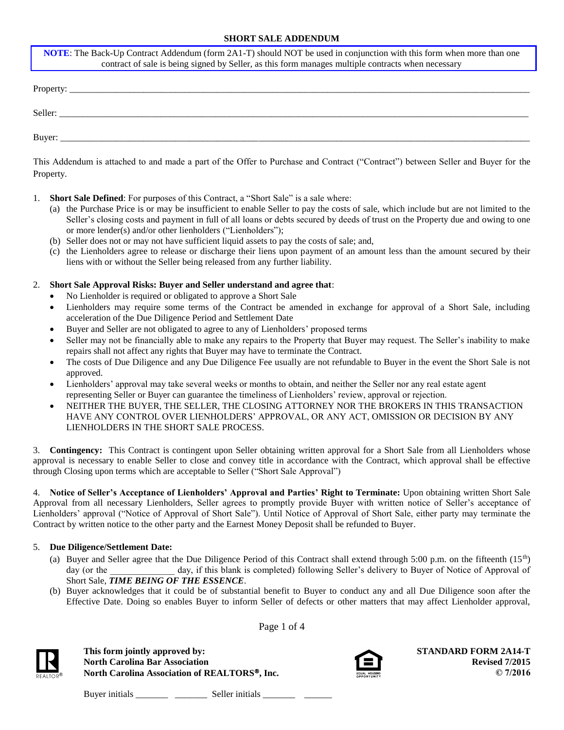# SHORT SALE ADDENDUM

**NOTE**: The Back-Up Contract Addendum (form 2A1-T) should NOT be used in conjunction with this form when more than one contract of sale is being signed by Seller, as this form manages multiple contracts when necessary

Property: ______________________________________________________________________________

Seller: ______________________________________________________________________________

Buyer: ______________________________________________________________________________

This Addendum is attached to and made a part of the Offer to Purchase and Contract ("Contract") between Seller and Buyer for the Property.

1. **Short Sale Defined**: For purposes of this Contract, a "Short Sale" is a sale where:
   (a) the Purchase Price is or may be insufficient to enable Seller to pay the costs of sale, which include but are not limited to the Seller's closing costs and payment in full of all loans or debts secured by deeds of trust on the Property due and owing to one or more lender(s) and/or other lienholders ("Lienholders");
   (b) Seller does not or may not have sufficient liquid assets to pay the costs of sale; and,
   (c) the Lienholders agree to release or discharge their liens upon payment of an amount less than the amount secured by their liens with or without the Seller being released from any further liability.

2. **Short Sale Approval Risks: Buyer and Seller understand and agree that**:
   - No Lienholder is required or obligated to approve a Short Sale
   - Lienholders may require some terms of the Contract be amended in exchange for approval of a Short Sale, including acceleration of the Due Diligence Period and Settlement Date
   - Buyer and Seller are not obligated to agree to any of Lienholders' proposed terms
   - Seller may not be financially able to make any repairs to the Property that Buyer may request. The Seller's inability to make repairs shall not affect any rights that Buyer may have to terminate the Contract.
   - The costs of Due Diligence and any Due Diligence Fee usually are not refundable to Buyer in the event the Short Sale is not approved.
   - Lienholders' approval may take several weeks or months to obtain, and neither the Seller nor any real estate agent representing Seller or Buyer can guarantee the timeliness of Lienholders' review, approval or rejection.
   - NEITHER THE BUYER, THE SELLER, THE CLOSING ATTORNEY NOR THE BROKERS IN THIS TRANSACTION HAVE ANY CONTROL OVER LIENHOLDERS' APPROVAL, OR ANY ACT, OMISSION OR DECISION BY ANY LIENHOLDERS IN THE SHORT SALE PROCESS.

3. **Contingency:** This Contract is contingent upon Seller obtaining written approval for a Short Sale from all Lienholders whose approval is necessary to enable Seller to close and convey title in accordance with the Contract, which approval shall be effective through Closing upon terms which are acceptable to Seller ("Short Sale Approval")

4. **Notice of Seller's Acceptance of Lienholders' Approval and Parties' Right to Terminate:** Upon obtaining written Short Sale Approval from all necessary Lienholders, Seller agrees to promptly provide Buyer with written notice of Seller's acceptance of Lienholders' approval ("Notice of Approval of Short Sale"). Until Notice of Approval of Short Sale, either party may terminate the Contract by written notice to the other party and the Earnest Money Deposit shall be refunded to Buyer.

5. **Due Diligence/Settlement Date:**
   (a) Buyer and Seller agree that the Due Diligence Period of this Contract shall extend through 5:00 p.m. on the fifteenth (15th) day (or the ______________ day, if this blank is completed) following Seller's delivery to Buyer of Notice of Approval of Short Sale, ***TIME BEING OF THE ESSENCE***.
   (b) Buyer acknowledges that it could be of substantial benefit to Buyer to conduct any and all Due Diligence soon after the Effective Date. Doing so enables Buyer to inform Seller of defects or other matters that may affect Lienholder approval,

**This form jointly approved by:**
**North Carolina Bar Association**
**North Carolina Association of REALTORS®, Inc.**

**STANDARD FORM 2A14-T**
**Revised 7/2015**
**© 7/2016**

Buyer initials _______ _______ Seller initials _______ ______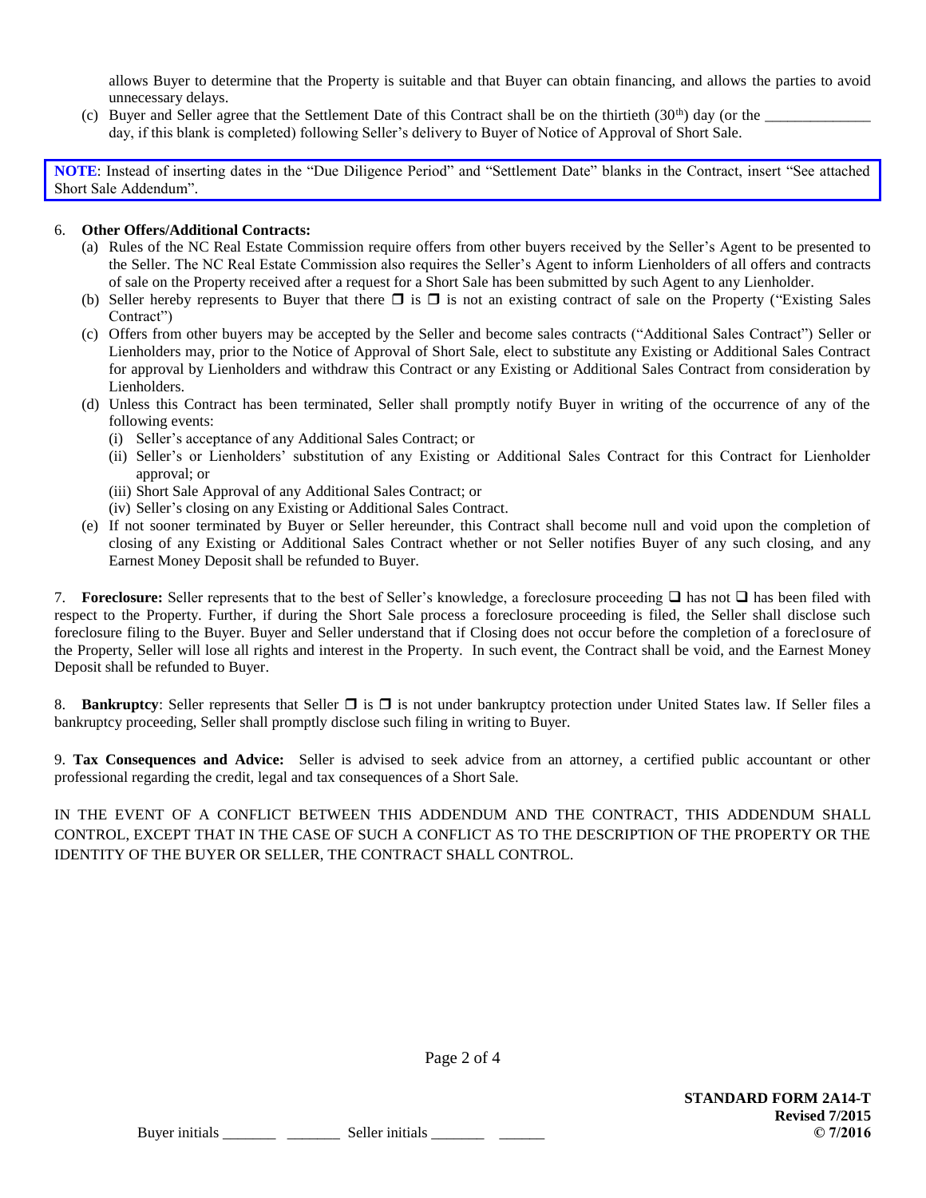allows Buyer to determine that the Property is suitable and that Buyer can obtain financing, and allows the parties to avoid unnecessary delays.

(c) Buyer and Seller agree that the Settlement Date of this Contract shall be on the thirtieth (30th) day (or the ______________ day, if this blank is completed) following Seller's delivery to Buyer of Notice of Approval of Short Sale.

**NOTE**: Instead of inserting dates in the "Due Diligence Period" and "Settlement Date" blanks in the Contract, insert "See attached Short Sale Addendum".

6. **Other Offers/Additional Contracts:**

(a) Rules of the NC Real Estate Commission require offers from other buyers received by the Seller's Agent to be presented to the Seller. The NC Real Estate Commission also requires the Seller's Agent to inform Lienholders of all offers and contracts of sale on the Property received after a request for a Short Sale has been submitted by such Agent to any Lienholder.

(b) Seller hereby represents to Buyer that there ❐ is ❐ is not an existing contract of sale on the Property ("Existing Sales Contract")

(c) Offers from other buyers may be accepted by the Seller and become sales contracts ("Additional Sales Contract") Seller or Lienholders may, prior to the Notice of Approval of Short Sale, elect to substitute any Existing or Additional Sales Contract for approval by Lienholders and withdraw this Contract or any Existing or Additional Sales Contract from consideration by Lienholders.

(d) Unless this Contract has been terminated, Seller shall promptly notify Buyer in writing of the occurrence of any of the following events:

(i) Seller's acceptance of any Additional Sales Contract; or
(ii) Seller's or Lienholders' substitution of any Existing or Additional Sales Contract for this Contract for Lienholder approval; or
(iii) Short Sale Approval of any Additional Sales Contract; or
(iv) Seller's closing on any Existing or Additional Sales Contract.

(e) If not sooner terminated by Buyer or Seller hereunder, this Contract shall become null and void upon the completion of closing of any Existing or Additional Sales Contract whether or not Seller notifies Buyer of any such closing, and any Earnest Money Deposit shall be refunded to Buyer.

7. **Foreclosure:** Seller represents that to the best of Seller's knowledge, a foreclosure proceeding ❑ has not ❑ has been filed with respect to the Property. Further, if during the Short Sale process a foreclosure proceeding is filed, the Seller shall disclose such foreclosure filing to the Buyer. Buyer and Seller understand that if Closing does not occur before the completion of a foreclosure of the Property, Seller will lose all rights and interest in the Property. In such event, the Contract shall be void, and the Earnest Money Deposit shall be refunded to Buyer.

8. **Bankruptcy**: Seller represents that Seller ❐ is ❐ is not under bankruptcy protection under United States law. If Seller files a bankruptcy proceeding, Seller shall promptly disclose such filing in writing to Buyer.

9. **Tax Consequences and Advice:** Seller is advised to seek advice from an attorney, a certified public accountant or other professional regarding the credit, legal and tax consequences of a Short Sale.

IN THE EVENT OF A CONFLICT BETWEEN THIS ADDENDUM AND THE CONTRACT, THIS ADDENDUM SHALL CONTROL, EXCEPT THAT IN THE CASE OF SUCH A CONFLICT AS TO THE DESCRIPTION OF THE PROPERTY OR THE IDENTITY OF THE BUYER OR SELLER, THE CONTRACT SHALL CONTROL.

Buyer initials _______ _______ Seller initials _______ ______

**STANDARD FORM 2A14-T**
**Revised 7/2015**
**© 7/2016**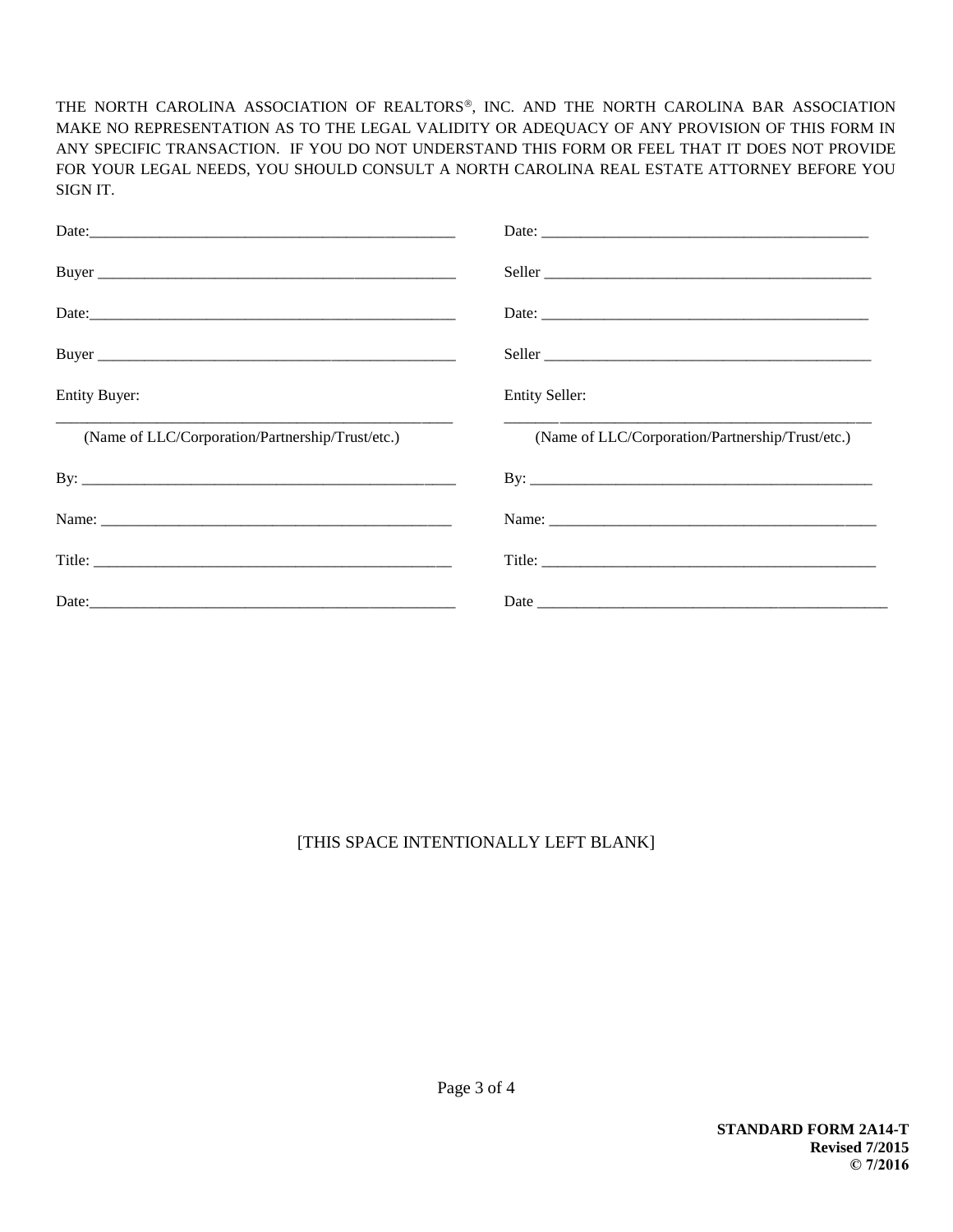THE NORTH CAROLINA ASSOCIATION OF REALTORS®, INC. AND THE NORTH CAROLINA BAR ASSOCIATION MAKE NO REPRESENTATION AS TO THE LEGAL VALIDITY OR ADEQUACY OF ANY PROVISION OF THIS FORM IN ANY SPECIFIC TRANSACTION. IF YOU DO NOT UNDERSTAND THIS FORM OR FEEL THAT IT DOES NOT PROVIDE FOR YOUR LEGAL NEEDS, YOU SHOULD CONSULT A NORTH CAROLINA REAL ESTATE ATTORNEY BEFORE YOU SIGN IT.

Date:_______________________________________________

Buyer ______________________________________________

Date:_______________________________________________

Buyer ______________________________________________

Entity Buyer:

_____________________________________________________
(Name of LLC/Corporation/Partnership/Trust/etc.)

By: _________________________________________________

Name: ______________________________________________

Title: _______________________________________________

Date:_______________________________________________

Date: _______________________________________________

Seller _______________________________________________

Date: _______________________________________________

Seller _______________________________________________

Entity Seller:

_____________________________________________________
(Name of LLC/Corporation/Partnership/Trust/etc.)

By: _________________________________________________

Name: ______________________________________________

Title: _______________________________________________

Date ________________________________________________

[THIS SPACE INTENTIONALLY LEFT BLANK]

**STANDARD FORM 2A14-T**
**Revised 7/2015**
**© 7/2016**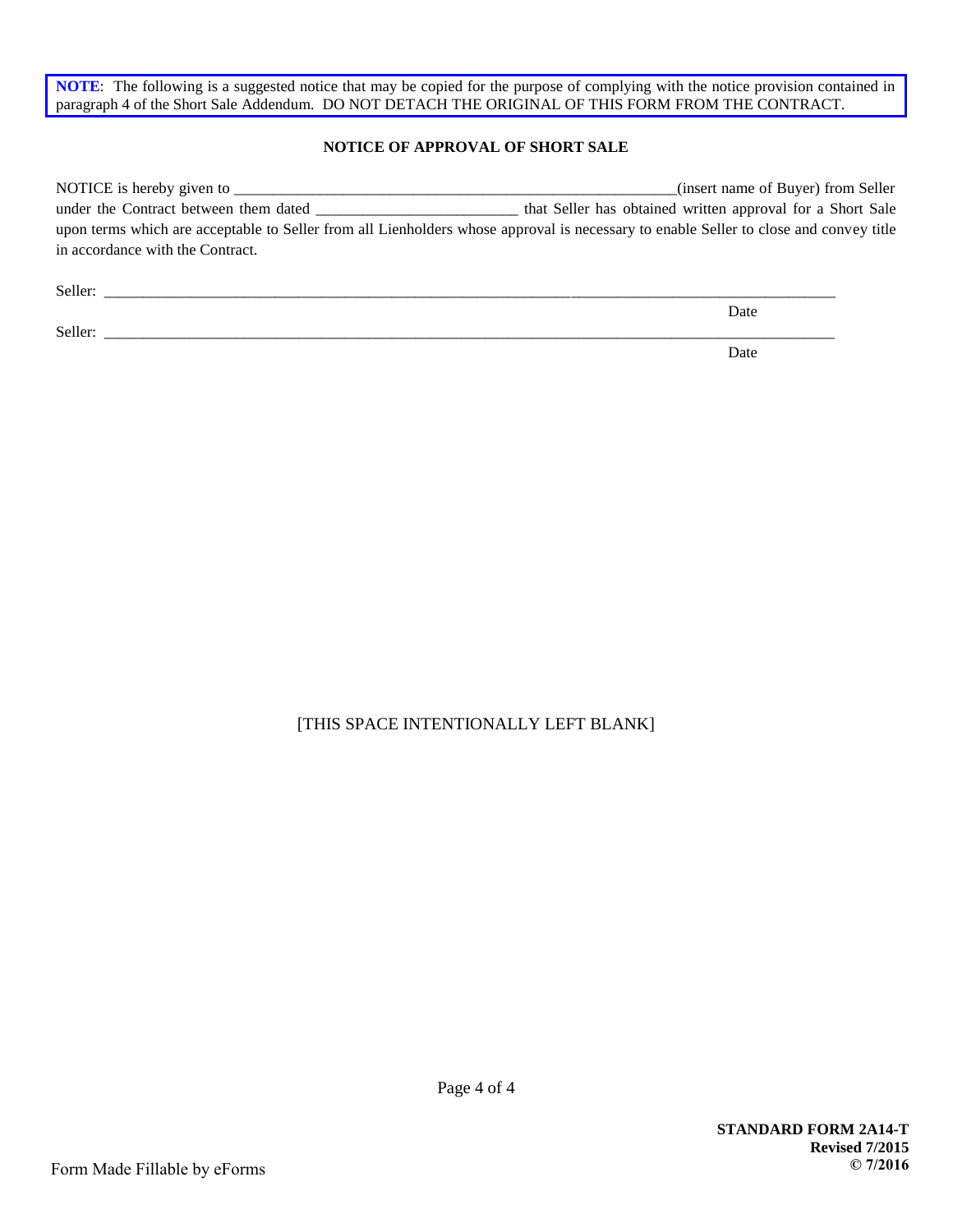**NOTE**: The following is a suggested notice that may be copied for the purpose of complying with the notice provision contained in paragraph 4 of the Short Sale Addendum. DO NOT DETACH THE ORIGINAL OF THIS FORM FROM THE CONTRACT.

**NOTICE OF APPROVAL OF SHORT SALE**

NOTICE is hereby given to ____________________________________________________________(insert name of Buyer) from Seller under the Contract between them dated __________________________ that Seller has obtained written approval for a Short Sale upon terms which are acceptable to Seller from all Lienholders whose approval is necessary to enable Seller to close and convey title in accordance with the Contract.

Seller: ____________________________________________________________________________________________
Date

Seller: ____________________________________________________________________________________________
Date

[THIS SPACE INTENTIONALLY LEFT BLANK]

**STANDARD FORM 2A14-T**
**Revised 7/2015**
**© 7/2016**

Form Made Fillable by eForms